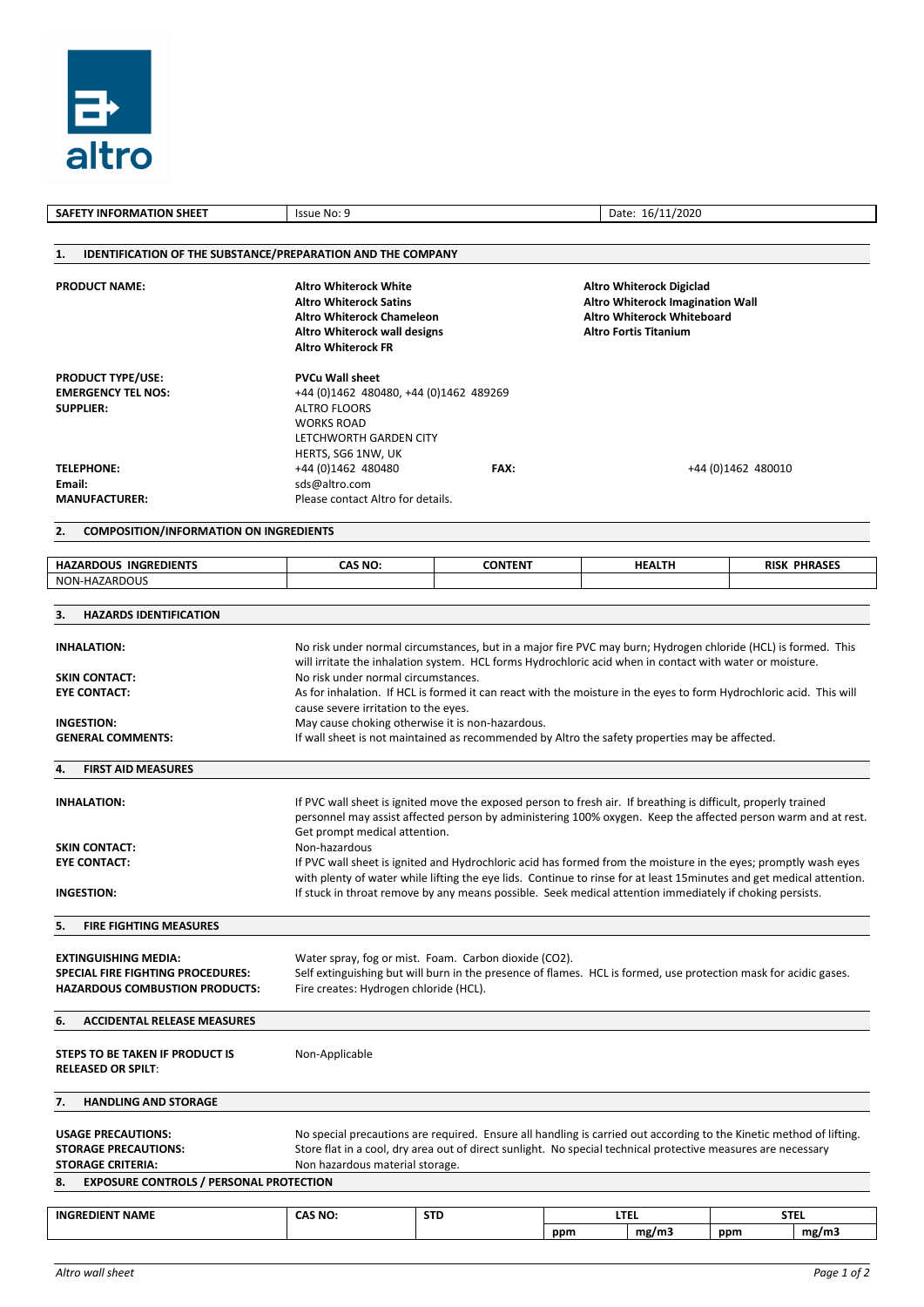| SAFETY INFORMATION SHEET | Issue No: 9 | Date: 16/11/2020 |
|---|---|---|

## 1. IDENTIFICATION OF THE SUBSTANCE/PREPARATION AND THE COMPANY

**PRODUCT NAME:**

**Altro Whiterock White**
**Altro Whiterock Satins**
**Altro Whiterock Chameleon**
**Altro Whiterock wall designs**
**Altro Whiterock FR**
**Altro Whiterock Digiclad**
**Altro Whiterock Imagination Wall**
**Altro Whiterock Whiteboard**
**Altro Fortis Titanium**

**PRODUCT TYPE/USE:** **PVCu Wall sheet**

**EMERGENCY TEL NOS:** +44 (0)1462 480480, +44 (0)1462 489269

**SUPPLIER:** ALTRO FLOORS
WORKS ROAD
LETCHWORTH GARDEN CITY
HERTS, SG6 1NW, UK

**TELEPHONE:** +44 (0)1462 480480 **FAX:** +44 (0)1462 480010

**Email:** sds@altro.com

**MANUFACTURER:** Please contact Altro for details.

## 2. COMPOSITION/INFORMATION ON INGREDIENTS

| HAZARDOUS INGREDIENTS | CAS NO: | CONTENT | HEALTH | RISK PHRASES |
|---|---|---|---|---|
| NON-HAZARDOUS | | | | |

## 3. HAZARDS IDENTIFICATION

**INHALATION:** No risk under normal circumstances, but in a major fire PVC may burn; Hydrogen chloride (HCL) is formed. This will irritate the inhalation system. HCL forms Hydrochloric acid when in contact with water or moisture.

**SKIN CONTACT:** No risk under normal circumstances.

**EYE CONTACT:** As for inhalation. If HCL is formed it can react with the moisture in the eyes to form Hydrochloric acid. This will cause severe irritation to the eyes.

**INGESTION:** May cause choking otherwise it is non-hazardous.

**GENERAL COMMENTS:** If wall sheet is not maintained as recommended by Altro the safety properties may be affected.

## 4. FIRST AID MEASURES

**INHALATION:** If PVC wall sheet is ignited move the exposed person to fresh air. If breathing is difficult, properly trained personnel may assist affected person by administering 100% oxygen. Keep the affected person warm and at rest. Get prompt medical attention.

**SKIN CONTACT:** Non-hazardous

**EYE CONTACT:** If PVC wall sheet is ignited and Hydrochloric acid has formed from the moisture in the eyes; promptly wash eyes with plenty of water while lifting the eye lids. Continue to rinse for at least 15minutes and get medical attention.

**INGESTION:** If stuck in throat remove by any means possible. Seek medical attention immediately if choking persists.

## 5. FIRE FIGHTING MEASURES

**EXTINGUISHING MEDIA:** Water spray, fog or mist. Foam. Carbon dioxide ($CO_2$).

**SPECIAL FIRE FIGHTING PROCEDURES:** Self extinguishing but will burn in the presence of flames. HCL is formed, use protection mask for acidic gases.

**HAZARDOUS COMBUSTION PRODUCTS:** Fire creates: Hydrogen chloride (HCL).

## 6. ACCIDENTAL RELEASE MEASURES

**STEPS TO BE TAKEN IF PRODUCT IS RELEASED OR SPILT:** Non-Applicable

## 7. HANDLING AND STORAGE

**USAGE PRECAUTIONS:** No special precautions are required. Ensure all handling is carried out according to the Kinetic method of lifting.

**STORAGE PRECAUTIONS:** Store flat in a cool, dry area out of direct sunlight. No special technical protective measures are necessary

**STORAGE CRITERIA:** Non hazardous material storage.

## 8. EXPOSURE CONTROLS / PERSONAL PROTECTION

| INGREDIENT NAME | CAS NO: | STD | LTEL | | STEL | |
|---|---|---|---|---|---|---|
| | | | ppm | mg/m3 | ppm | mg/m3 |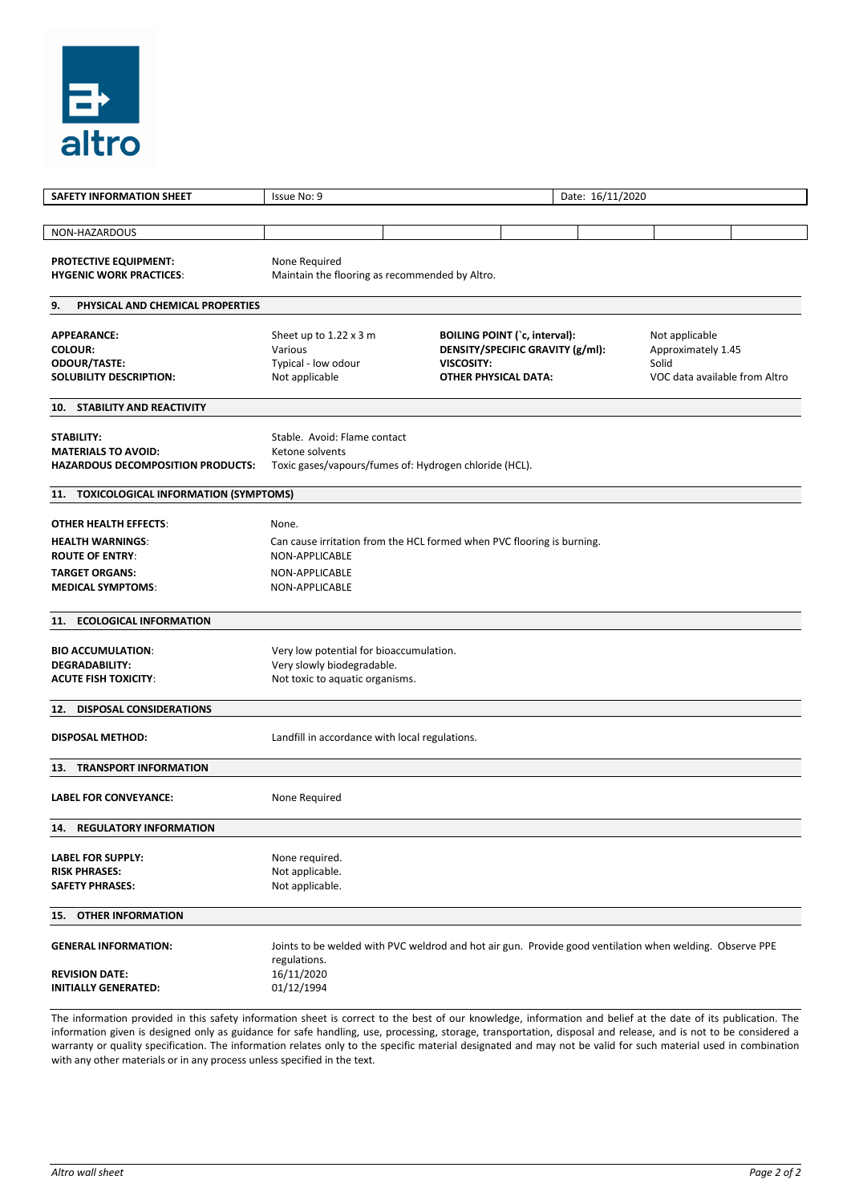| SAFETY INFORMATION SHEET | Issue No: 9 | Date: 16/11/2020 |
|---|---|---|

| NON-HAZARDOUS | | | | | | |
|---|---|---|---|---|---|---|

**PROTECTIVE EQUIPMENT:** None Required
**HYGENIC WORK PRACTICES:** Maintain the flooring as recommended by Altro.

## 9. PHYSICAL AND CHEMICAL PROPERTIES

| | | | |
|---|---|---|---|
| **APPEARANCE:** | Sheet up to 1.22 x 3 m | **BOILING POINT (`c, interval):** | Not applicable |
| **COLOUR:** | Various | **DENSITY/SPECIFIC GRAVITY (g/ml):** | Approximately 1.45 |
| **ODOUR/TASTE:** | Typical - low odour | **VISCOSITY:** | Solid |
| **SOLUBILITY DESCRIPTION:** | Not applicable | **OTHER PHYSICAL DATA:** | VOC data available from Altro |

## 10. STABILITY AND REACTIVITY

**STABILITY:** Stable. Avoid: Flame contact
**MATERIALS TO AVOID:** Ketone solvents
**HAZARDOUS DECOMPOSITION PRODUCTS:** Toxic gases/vapours/fumes of: Hydrogen chloride (HCL).

## 11. TOXICOLOGICAL INFORMATION (SYMPTOMS)

**OTHER HEALTH EFFECTS:** None.
**HEALTH WARNINGS:** Can cause irritation from the HCL formed when PVC flooring is burning.
**ROUTE OF ENTRY:** NON-APPLICABLE
**TARGET ORGANS:** NON-APPLICABLE
**MEDICAL SYMPTOMS:** NON-APPLICABLE

## 11. ECOLOGICAL INFORMATION

**BIO ACCUMULATION:** Very low potential for bioaccumulation.
**DEGRADABILITY:** Very slowly biodegradable.
**ACUTE FISH TOXICITY:** Not toxic to aquatic organisms.

## 12. DISPOSAL CONSIDERATIONS

**DISPOSAL METHOD:** Landfill in accordance with local regulations.

## 13. TRANSPORT INFORMATION

**LABEL FOR CONVEYANCE:** None Required

## 14. REGULATORY INFORMATION

**LABEL FOR SUPPLY:** None required.
**RISK PHRASES:** Not applicable.
**SAFETY PHRASES:** Not applicable.

## 15. OTHER INFORMATION

**GENERAL INFORMATION:** Joints to be welded with PVC weldrod and hot air gun. Provide good ventilation when welding. Observe PPE regulations.
**REVISION DATE:** 16/11/2020
**INITIALLY GENERATED:** 01/12/1994

The information provided in this safety information sheet is correct to the best of our knowledge, information and belief at the date of its publication. The information given is designed only as guidance for safe handling, use, processing, storage, transportation, disposal and release, and is not to be considered a warranty or quality specification. The information relates only to the specific material designated and may not be valid for such material used in combination with any other materials or in any process unless specified in the text.